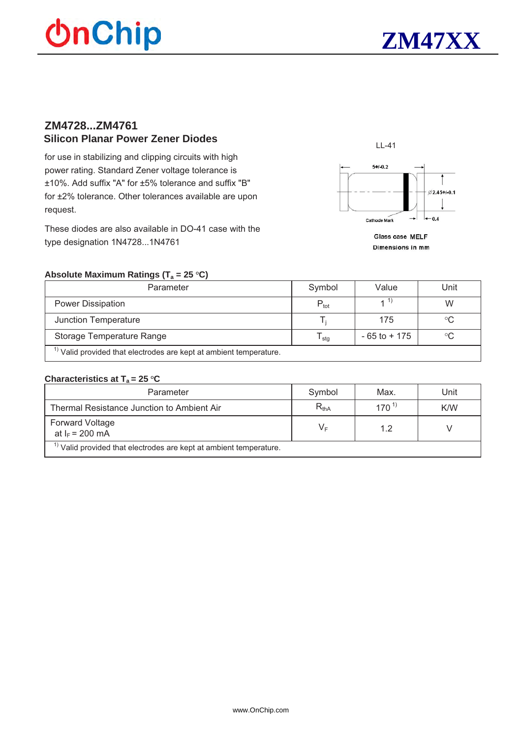# ZM47XX

## ZM4728...ZM4761

### Silicon Planar Power Zener Diodes

for use in stabilizing and clipping circuits with high power rating. Standard Zener voltage tolerance is ±10%. Add suffix "A" for ±5% tolerance and suffix "B" for ±2% tolerance. Other tolerances available upon request.

These diodes are also available in DO-41 case with the type designation 1N4728...1N4761

LL-41

5+/-0.2

∅2.45+/-0.1

Cathode Mark

0.4

Glass case MELF

Dimensions in mm

**Absolute Maximum Ratings ($T_a$ = 25 °C)**

| Parameter | Symbol | Value | Unit |
|---|---|---|---|
| Power Dissipation | $P_{tot}$ | 1 [1] | W |
| Junction Temperature | $T_j$ | 175 | °C |
| Storage Temperature Range | $T_{stg}$ | - 65 to + 175 | °C |

[1] Valid provided that electrodes are kept at ambient temperature.

**Characteristics at $T_a$ = 25 °C**

| Parameter | Symbol | Max. | Unit |
|---|---|---|---|
| Thermal Resistance Junction to Ambient Air | $R_{thA}$ | 170 [1] | K/W |
| Forward Voltage at $I_F$ = 200 mA | $V_F$ | 1.2 | V |

[1] Valid provided that electrodes are kept at ambient temperature.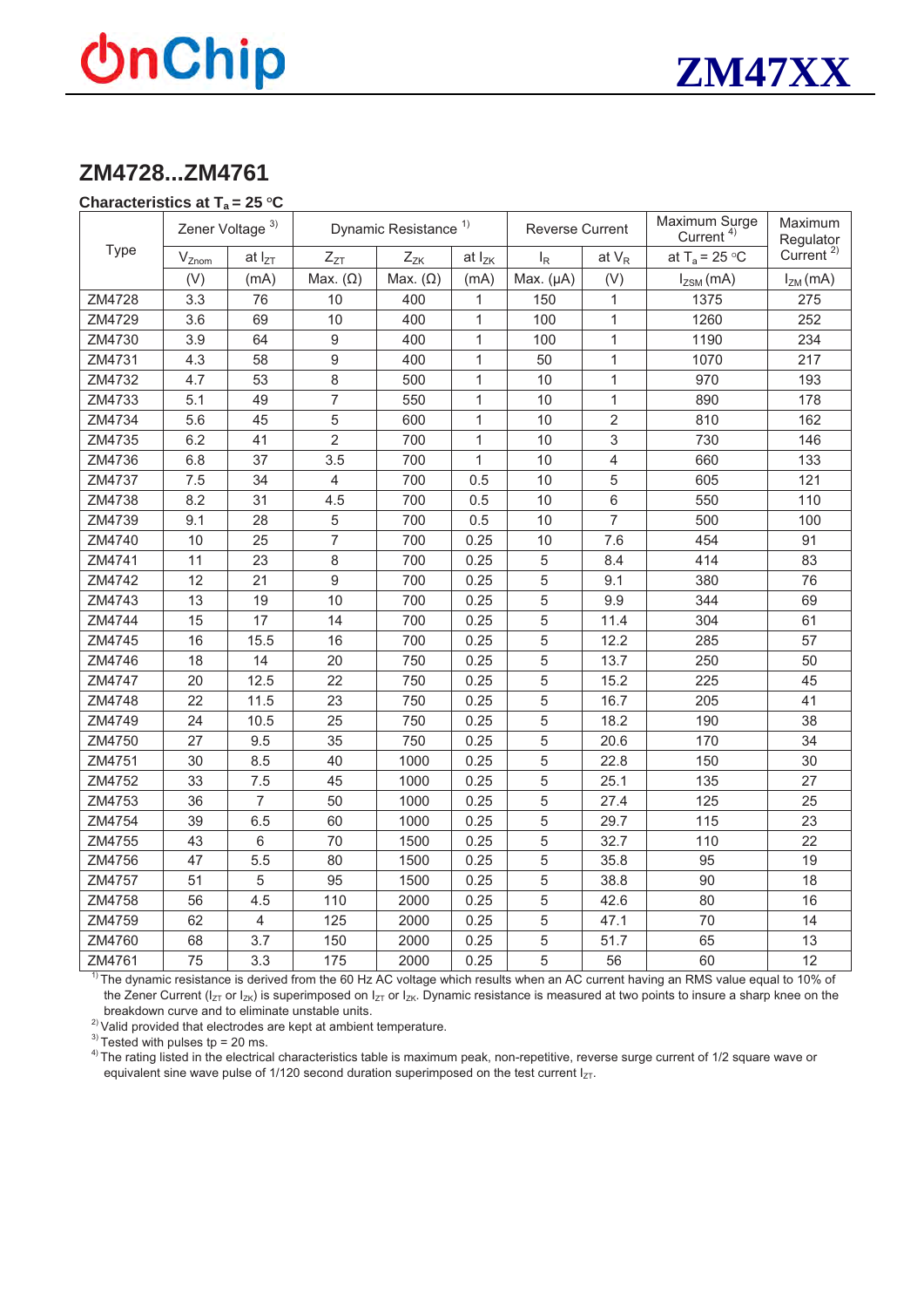## ZM4728...ZM4761

**Characteristics at $T_a = 25$ °C**

| Type | Zener Voltage [3] | | Dynamic Resistance [1] | | | Reverse Current | | Maximum Surge Current [4] | Maximum Regulator Current [2] |
|---|---|---|---|---|---|---|---|---|---|
| | $V_{Znom}$ | at $I_{ZT}$ | $Z_{ZT}$ | $Z_{ZK}$ | at $I_{ZK}$ | $I_R$ | at $V_R$ | at $T_a = 25$ °C | |
| | (V) | (mA) | Max. (Ω) | Max. (Ω) | (mA) | Max. (µA) | (V) | $I_{ZSM}$ (mA) | $I_{ZM}$ (mA) |
| ZM4728 | 3.3 | 76 | 10 | 400 | 1 | 150 | 1 | 1375 | 275 |
| ZM4729 | 3.6 | 69 | 10 | 400 | 1 | 100 | 1 | 1260 | 252 |
| ZM4730 | 3.9 | 64 | 9 | 400 | 1 | 100 | 1 | 1190 | 234 |
| ZM4731 | 4.3 | 58 | 9 | 400 | 1 | 50 | 1 | 1070 | 217 |
| ZM4732 | 4.7 | 53 | 8 | 500 | 1 | 10 | 1 | 970 | 193 |
| ZM4733 | 5.1 | 49 | 7 | 550 | 1 | 10 | 1 | 890 | 178 |
| ZM4734 | 5.6 | 45 | 5 | 600 | 1 | 10 | 2 | 810 | 162 |
| ZM4735 | 6.2 | 41 | 2 | 700 | 1 | 10 | 3 | 730 | 146 |
| ZM4736 | 6.8 | 37 | 3.5 | 700 | 1 | 10 | 4 | 660 | 133 |
| ZM4737 | 7.5 | 34 | 4 | 700 | 0.5 | 10 | 5 | 605 | 121 |
| ZM4738 | 8.2 | 31 | 4.5 | 700 | 0.5 | 10 | 6 | 550 | 110 |
| ZM4739 | 9.1 | 28 | 5 | 700 | 0.5 | 10 | 7 | 500 | 100 |
| ZM4740 | 10 | 25 | 7 | 700 | 0.25 | 10 | 7.6 | 454 | 91 |
| ZM4741 | 11 | 23 | 8 | 700 | 0.25 | 5 | 8.4 | 414 | 83 |
| ZM4742 | 12 | 21 | 9 | 700 | 0.25 | 5 | 9.1 | 380 | 76 |
| ZM4743 | 13 | 19 | 10 | 700 | 0.25 | 5 | 9.9 | 344 | 69 |
| ZM4744 | 15 | 17 | 14 | 700 | 0.25 | 5 | 11.4 | 304 | 61 |
| ZM4745 | 16 | 15.5 | 16 | 700 | 0.25 | 5 | 12.2 | 285 | 57 |
| ZM4746 | 18 | 14 | 20 | 750 | 0.25 | 5 | 13.7 | 250 | 50 |
| ZM4747 | 20 | 12.5 | 22 | 750 | 0.25 | 5 | 15.2 | 225 | 45 |
| ZM4748 | 22 | 11.5 | 23 | 750 | 0.25 | 5 | 16.7 | 205 | 41 |
| ZM4749 | 24 | 10.5 | 25 | 750 | 0.25 | 5 | 18.2 | 190 | 38 |
| ZM4750 | 27 | 9.5 | 35 | 750 | 0.25 | 5 | 20.6 | 170 | 34 |
| ZM4751 | 30 | 8.5 | 40 | 1000 | 0.25 | 5 | 22.8 | 150 | 30 |
| ZM4752 | 33 | 7.5 | 45 | 1000 | 0.25 | 5 | 25.1 | 135 | 27 |
| ZM4753 | 36 | 7 | 50 | 1000 | 0.25 | 5 | 27.4 | 125 | 25 |
| ZM4754 | 39 | 6.5 | 60 | 1000 | 0.25 | 5 | 29.7 | 115 | 23 |
| ZM4755 | 43 | 6 | 70 | 1500 | 0.25 | 5 | 32.7 | 110 | 22 |
| ZM4756 | 47 | 5.5 | 80 | 1500 | 0.25 | 5 | 35.8 | 95 | 19 |
| ZM4757 | 51 | 5 | 95 | 1500 | 0.25 | 5 | 38.8 | 90 | 18 |
| ZM4758 | 56 | 4.5 | 110 | 2000 | 0.25 | 5 | 42.6 | 80 | 16 |
| ZM4759 | 62 | 4 | 125 | 2000 | 0.25 | 5 | 47.1 | 70 | 14 |
| ZM4760 | 68 | 3.7 | 150 | 2000 | 0.25 | 5 | 51.7 | 65 | 13 |
| ZM4761 | 75 | 3.3 | 175 | 2000 | 0.25 | 5 | 56 | 60 | 12 |

[1] The dynamic resistance is derived from the 60 Hz AC voltage which results when an AC current having an RMS value equal to 10% of the Zener Current ($I_{ZT}$ or $I_{ZK}$) is superimposed on $I_{ZT}$ or $I_{ZK}$. Dynamic resistance is measured at two points to insure a sharp knee on the breakdown curve and to eliminate unstable units.

[2] Valid provided that electrodes are kept at ambient temperature.

[3] Tested with pulses tp = 20 ms.

[4] The rating listed in the electrical characteristics table is maximum peak, non-repetitive, reverse surge current of 1/2 square wave or equivalent sine wave pulse of 1/120 second duration superimposed on the test current $I_{ZT}$.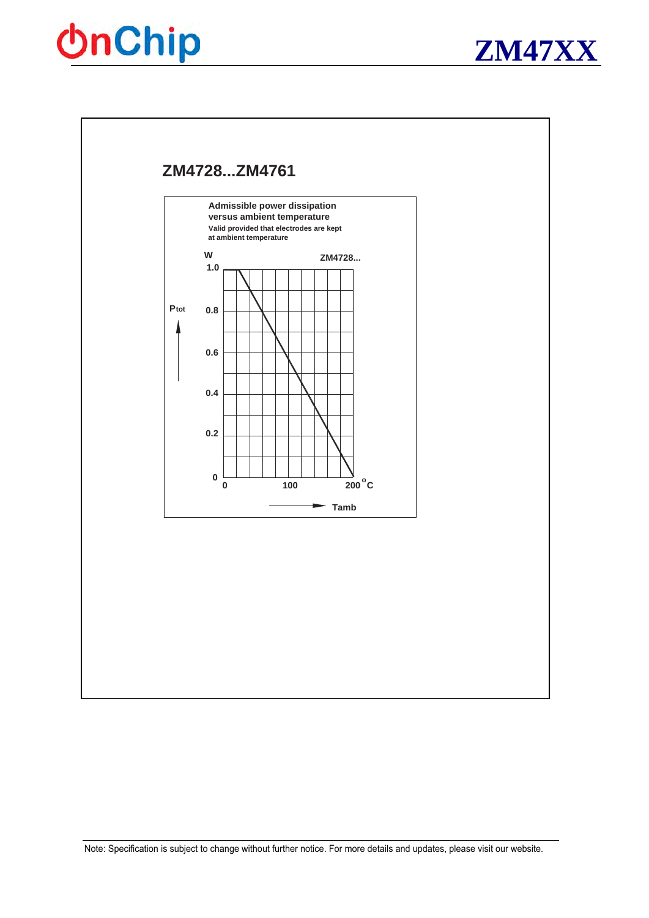## ZM4728...ZM4761

Admissible power dissipation versus ambient temperature

Valid provided that electrodes are kept at ambient temperature

W

ZM4728...

1.0

0.8

0.6

0.4

0.2

0

$P_{tot}$

0

100

200 °C

Tamb

Note: Specification is subject to change without further notice. For more details and updates, please visit our website.